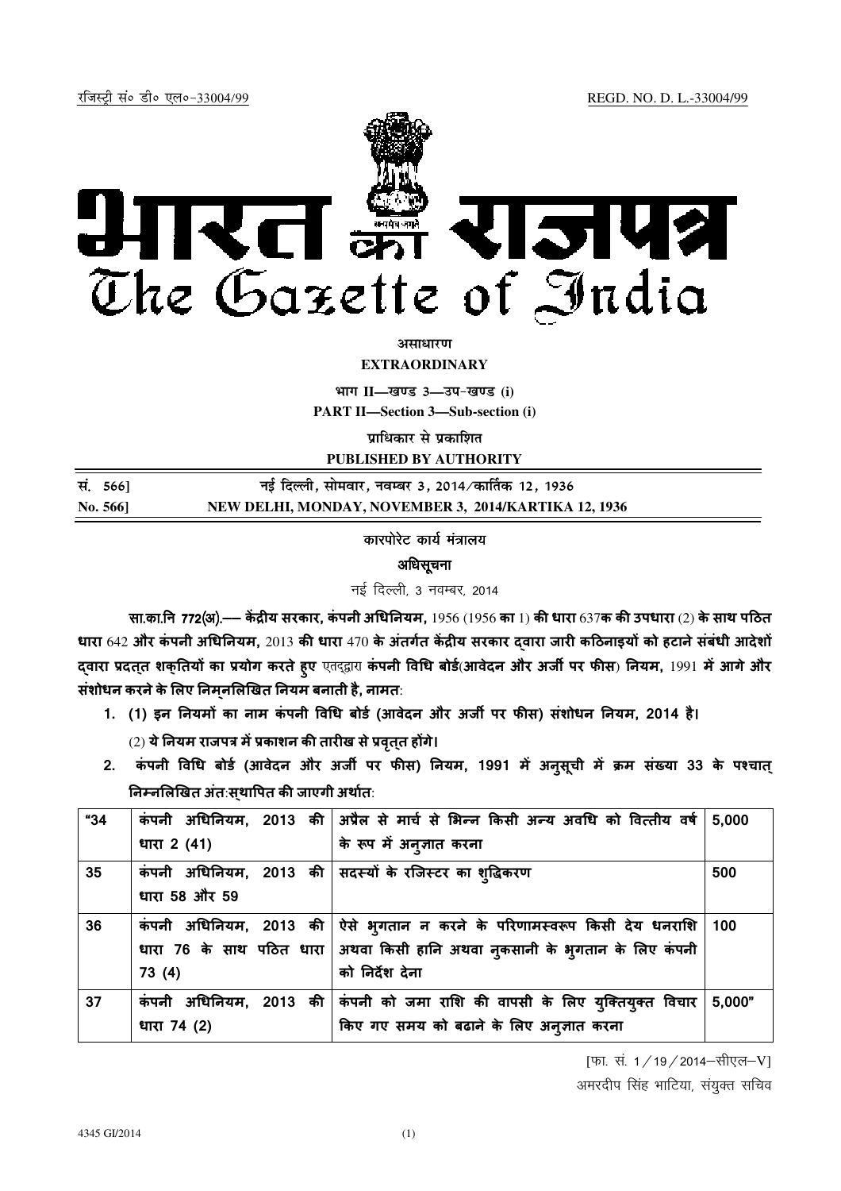रजिस्ट्री सं० डी० एल०-33004/99 REGD. NO. D. L.-33004/99

# भारत का राजपत्र
# The Gazette of India

**असाधारण**
**EXTRAORDINARY**

**भाग II—खण्ड 3—उप-खण्ड (i)**
**PART II—Section 3—Sub-section (i)**

**प्राधिकार से प्रकाशित**
**PUBLISHED BY AUTHORITY**

| सं. 566] | नई दिल्ली, सोमवार, नवम्बर 3, 2014/कार्तिक 12, 1936 |
|---|---|
| **No. 566]** | **NEW DELHI, MONDAY, NOVEMBER 3, 2014/KARTIKA 12, 1936** |

## कारपोरेट कार्य मंत्रालय

### अधिसूचना

नई दिल्ली, 3 नवम्बर, 2014

**सा.का.नि 772(अ).— केंद्रीय सरकार, कंपनी अधिनियम,** 1956 (1956 **का** 1) **की धारा** 637**क की उपधारा** (2) **के साथ पठित धारा** 642 **और कंपनी अधिनियम,** 2013 **की धारा** 470 **के अंतर्गत केंद्रीय सरकार द्वारा जारी कठिनाइयों को हटाने संबंधी आदेशों द्वारा प्रदत्त शक्तियों का प्रयोग करते हुए** एतद्द्वारा **कंपनी विधि बोर्ड(आवेदन और अर्जी पर फीस) नियम,** 1991 **में आगे और संशोधन करने के लिए निम्नलिखित नियम बनाती है, नामत:**

1. **(1) इन नियमों का नाम कंपनी विधि बोर्ड (आवेदन और अर्जी पर फीस) संशोधन नियम, 2014 है।**

   **(2) ये नियम राजपत्र में प्रकाशन की तारीख से प्रवृत्त होंगे।**

2. **कंपनी विधि बोर्ड (आवेदन और अर्जी पर फीस) नियम, 1991 में अनुसूची में क्रम संख्या 33 के पश्चात् निम्नलिखित अंत:स्थापित की जाएगी अर्थात:**

| "34 | कंपनी अधिनियम, 2013 की धारा 2 (41) | अप्रैल से मार्च से भिन्न किसी अन्य अवधि को वित्तीय वर्ष के रूप में अनुज्ञात करना | 5,000 |
|---|---|---|---|
| 35 | कंपनी अधिनियम, 2013 की धारा 58 और 59 | सदस्यों के रजिस्टर का शुद्धिकरण | 500 |
| 36 | कंपनी अधिनियम, 2013 की धारा 76 के साथ पठित धारा 73 (4) | ऐसे भुगतान न करने के परिणामस्वरूप किसी देय धनराशि अथवा किसी हानि अथवा नुकसानी के भुगतान के लिए कंपनी को निर्देश देना | 100 |
| 37 | कंपनी अधिनियम, 2013 की धारा 74 (2) | कंपनी को जमा राशि की वापसी के लिए युक्तियुक्त विचार किए गए समय को बढाने के लिए अनुज्ञात करना | 5,000" |

[फा. सं. 1/19/2014–सीएल–V]

अमरदीप सिंह भाटिया, संयुक्त सचिव

4345 GI/2014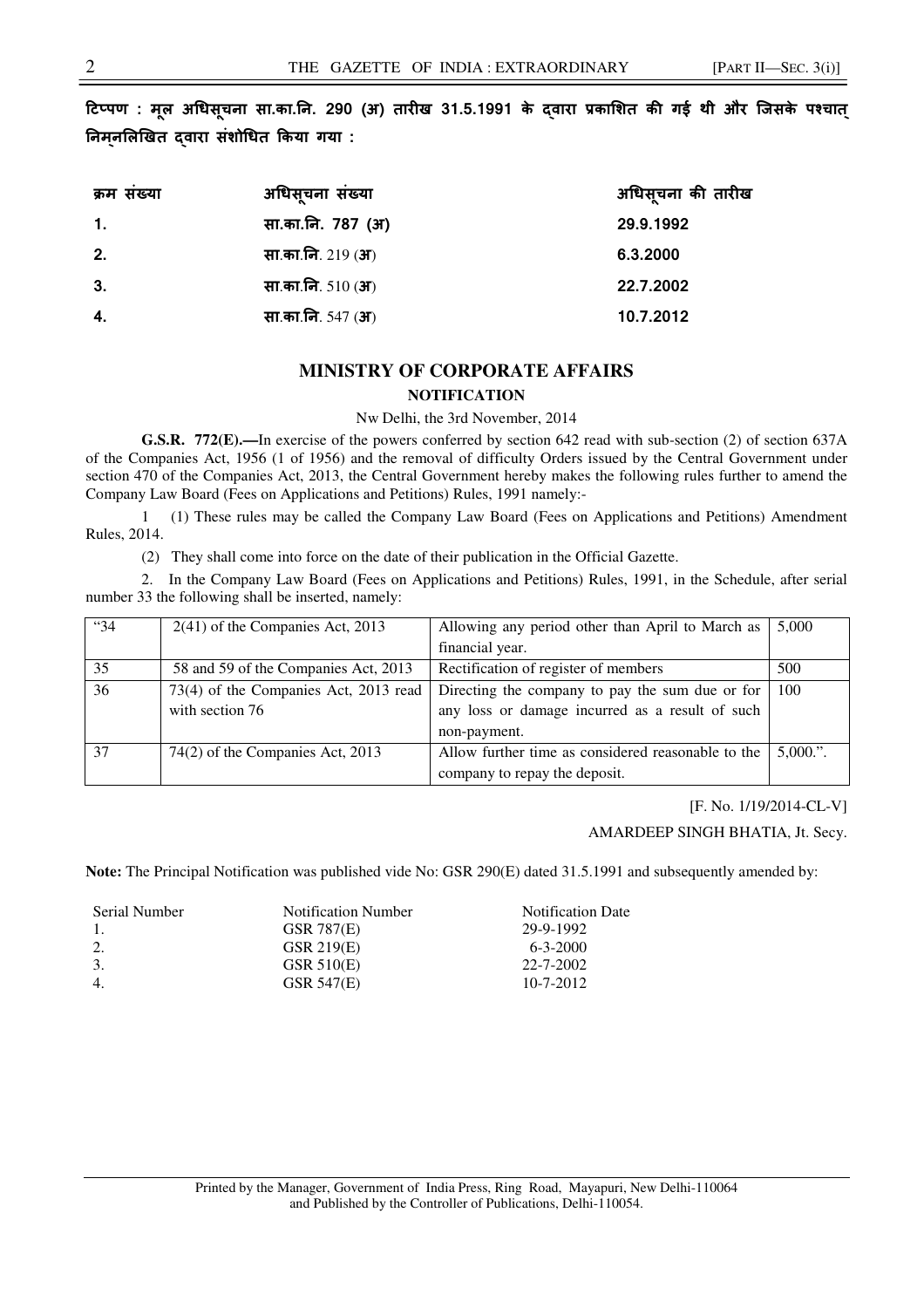**टिप्पण : मूल अधिसूचना सा.का.नि. 290 (अ) तारीख 31.5.1991 के द्वारा प्रकाशित की गई थी और जिसके पश्चात् निम्नलिखित द्वारा संशोधित किया गया :**

| क्रम संख्या | अधिसूचना संख्या | अधिसूचना की तारीख |
|---|---|---|
| 1. | सा.का.नि. 787 (अ) | 29.9.1992 |
| 2. | सा.का.नि. 219 (अ) | 6.3.2000 |
| 3. | सा.का.नि. 510 (अ) | 22.7.2002 |
| 4. | सा.का.नि. 547 (अ) | 10.7.2012 |

## MINISTRY OF CORPORATE AFFAIRS

### NOTIFICATION

Nw Delhi, the 3rd November, 2014

**G.S.R. 772(E).—**In exercise of the powers conferred by section 642 read with sub-section (2) of section 637A of the Companies Act, 1956 (1 of 1956) and the removal of difficulty Orders issued by the Central Government under section 470 of the Companies Act, 2013, the Central Government hereby makes the following rules further to amend the Company Law Board (Fees on Applications and Petitions) Rules, 1991 namely:-

1 (1) These rules may be called the Company Law Board (Fees on Applications and Petitions) Amendment Rules, 2014.

(2) They shall come into force on the date of their publication in the Official Gazette.

2. In the Company Law Board (Fees on Applications and Petitions) Rules, 1991, in the Schedule, after serial number 33 the following shall be inserted, namely:

| | | | |
|---|---|---|---|
| "34 | 2(41) of the Companies Act, 2013 | Allowing any period other than April to March as financial year. | 5,000 |
| 35 | 58 and 59 of the Companies Act, 2013 | Rectification of register of members | 500 |
| 36 | 73(4) of the Companies Act, 2013 read with section 76 | Directing the company to pay the sum due or for any loss or damage incurred as a result of such non-payment. | 100 |
| 37 | 74(2) of the Companies Act, 2013 | Allow further time as considered reasonable to the company to repay the deposit. | 5,000.". |

[F. No. 1/19/2014-CL-V]

AMARDEEP SINGH BHATIA, Jt. Secy.

**Note:** The Principal Notification was published vide No: GSR 290(E) dated 31.5.1991 and subsequently amended by:

| Serial Number | Notification Number | Notification Date |
|---|---|---|
| 1. | GSR 787(E) | 29-9-1992 |
| 2. | GSR 219(E) | 6-3-2000 |
| 3. | GSR 510(E) | 22-7-2002 |
| 4. | GSR 547(E) | 10-7-2012 |

Printed by the Manager, Government of India Press, Ring Road, Mayapuri, New Delhi-110064
and Published by the Controller of Publications, Delhi-110054.